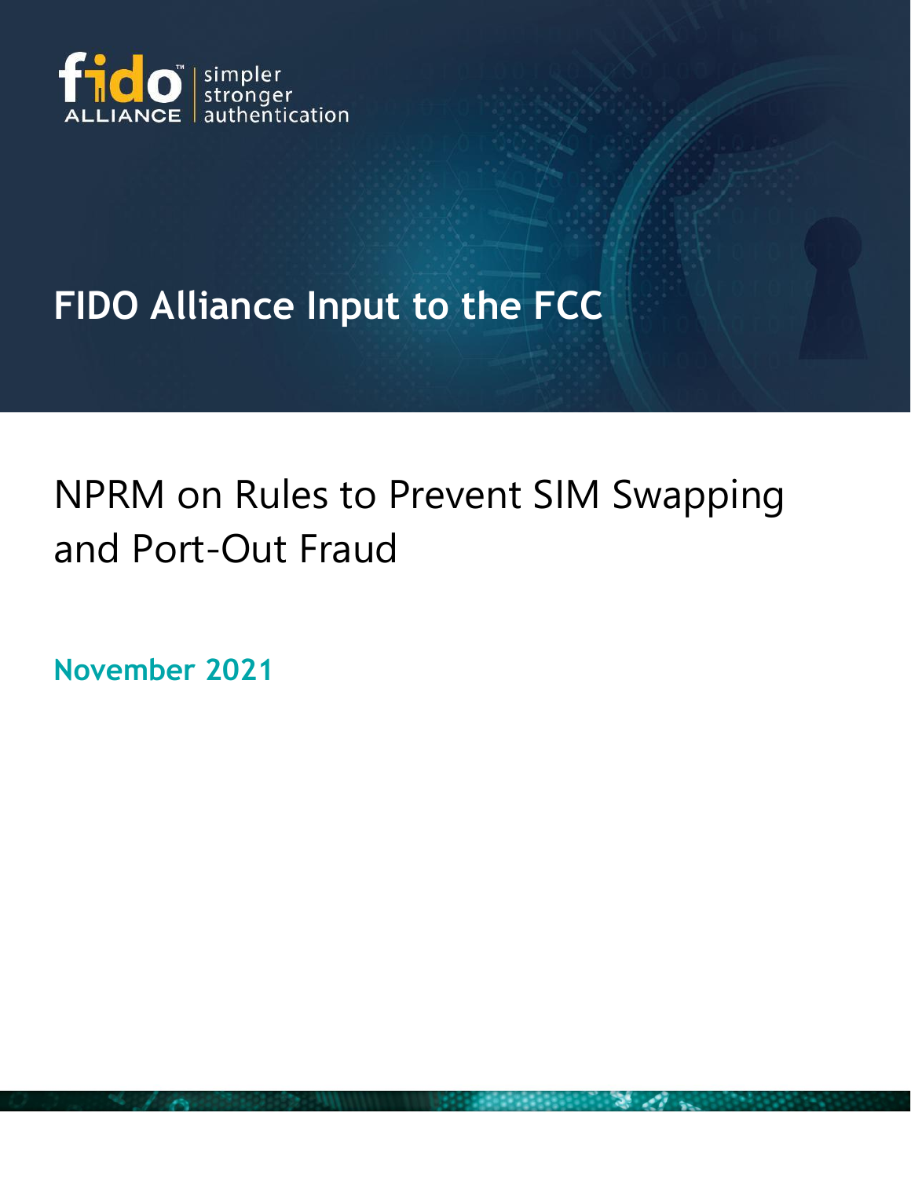fido ALLIANCE | simpler stronger authentication

# FIDO Alliance Input to the FCC

## NPRM on Rules to Prevent SIM Swapping and Port-Out Fraud

**November 2021**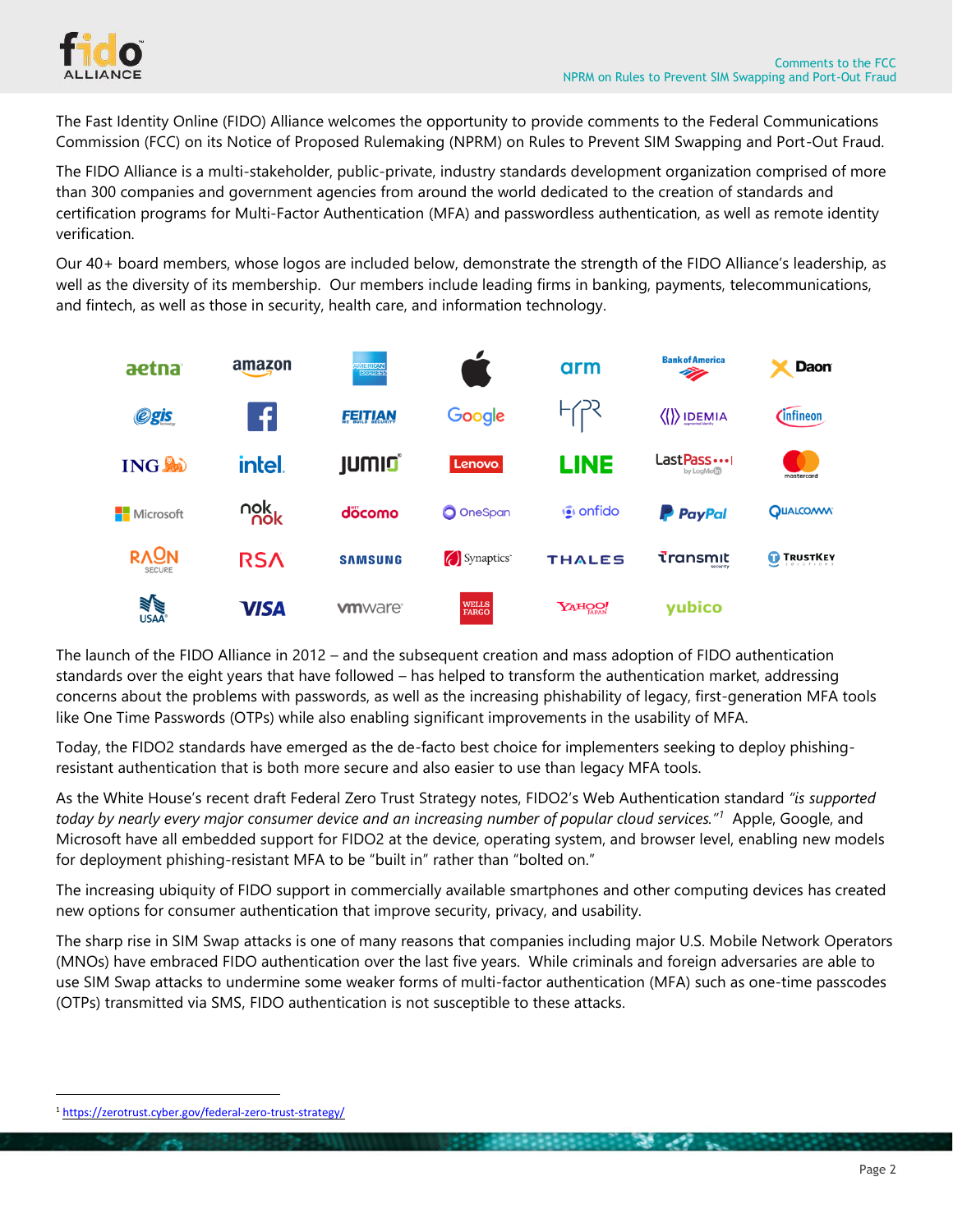The Fast Identity Online (FIDO) Alliance welcomes the opportunity to provide comments to the Federal Communications Commission (FCC) on its Notice of Proposed Rulemaking (NPRM) on Rules to Prevent SIM Swapping and Port-Out Fraud.

The FIDO Alliance is a multi-stakeholder, public-private, industry standards development organization comprised of more than 300 companies and government agencies from around the world dedicated to the creation of standards and certification programs for Multi-Factor Authentication (MFA) and passwordless authentication, as well as remote identity verification.

Our 40+ board members, whose logos are included below, demonstrate the strength of the FIDO Alliance's leadership, as well as the diversity of its membership. Our members include leading firms in banking, payments, telecommunications, and fintech, as well as those in security, health care, and information technology.

The launch of the FIDO Alliance in 2012 – and the subsequent creation and mass adoption of FIDO authentication standards over the eight years that have followed – has helped to transform the authentication market, addressing concerns about the problems with passwords, as well as the increasing phishability of legacy, first-generation MFA tools like One Time Passwords (OTPs) while also enabling significant improvements in the usability of MFA.

Today, the FIDO2 standards have emerged as the de-facto best choice for implementers seeking to deploy phishing-resistant authentication that is both more secure and also easier to use than legacy MFA tools.

As the White House's recent draft Federal Zero Trust Strategy notes, FIDO2's Web Authentication standard *"is supported today by nearly every major consumer device and an increasing number of popular cloud services."*[1] Apple, Google, and Microsoft have all embedded support for FIDO2 at the device, operating system, and browser level, enabling new models for deployment phishing-resistant MFA to be "built in" rather than "bolted on."

The increasing ubiquity of FIDO support in commercially available smartphones and other computing devices has created new options for consumer authentication that improve security, privacy, and usability.

The sharp rise in SIM Swap attacks is one of many reasons that companies including major U.S. Mobile Network Operators (MNOs) have embraced FIDO authentication over the last five years. While criminals and foreign adversaries are able to use SIM Swap attacks to undermine some weaker forms of multi-factor authentication (MFA) such as one-time passcodes (OTPs) transmitted via SMS, FIDO authentication is not susceptible to these attacks.

[1] https://zerotrust.cyber.gov/federal-zero-trust-strategy/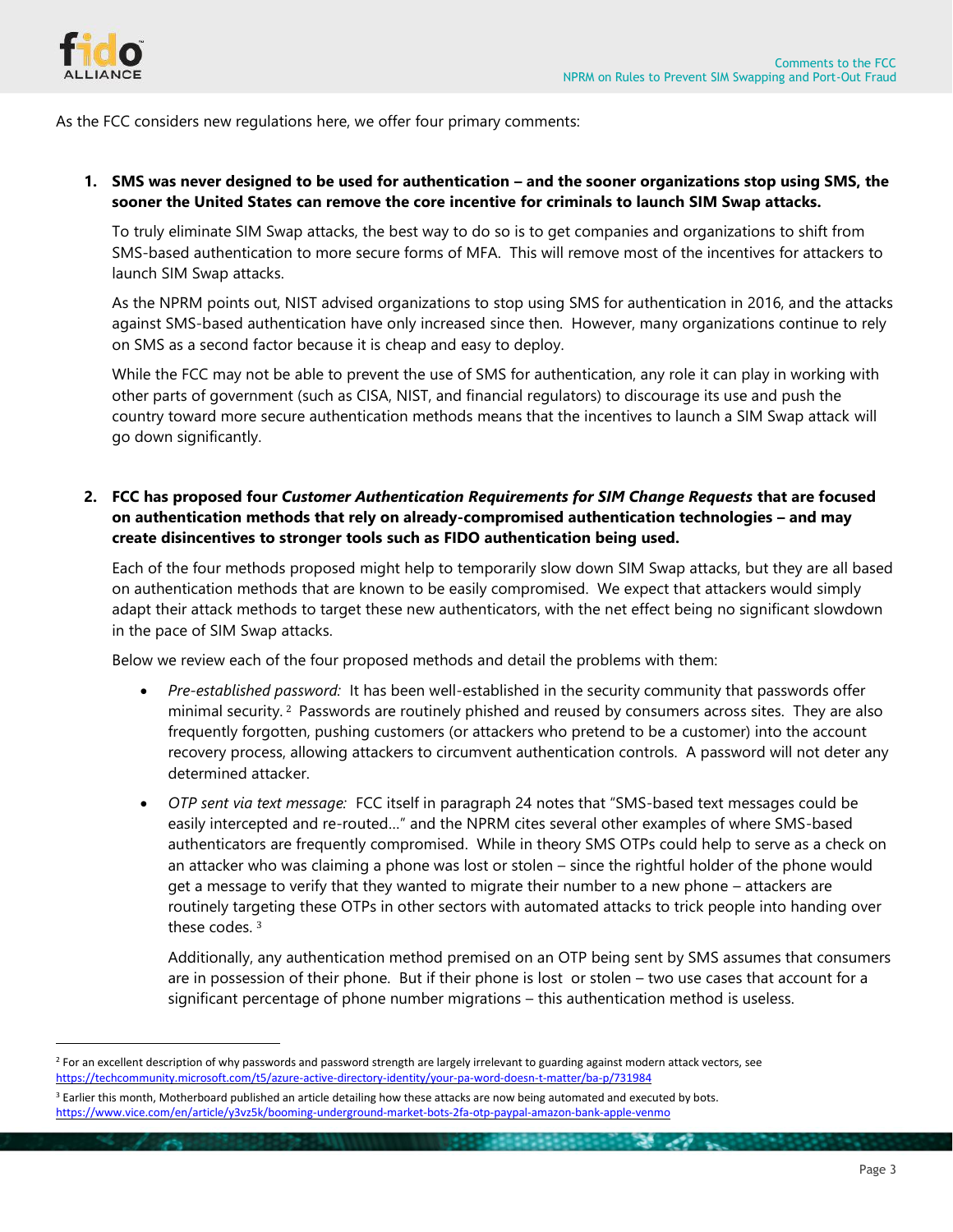As the FCC considers new regulations here, we offer four primary comments:

1. **SMS was never designed to be used for authentication – and the sooner organizations stop using SMS, the sooner the United States can remove the core incentive for criminals to launch SIM Swap attacks.**

   To truly eliminate SIM Swap attacks, the best way to do so is to get companies and organizations to shift from SMS-based authentication to more secure forms of MFA. This will remove most of the incentives for attackers to launch SIM Swap attacks.

   As the NPRM points out, NIST advised organizations to stop using SMS for authentication in 2016, and the attacks against SMS-based authentication have only increased since then. However, many organizations continue to rely on SMS as a second factor because it is cheap and easy to deploy.

   While the FCC may not be able to prevent the use of SMS for authentication, any role it can play in working with other parts of government (such as CISA, NIST, and financial regulators) to discourage its use and push the country toward more secure authentication methods means that the incentives to launch a SIM Swap attack will go down significantly.

2. **FCC has proposed four *Customer Authentication Requirements for SIM Change Requests* that are focused on authentication methods that rely on already-compromised authentication technologies – and may create disincentives to stronger tools such as FIDO authentication being used.**

   Each of the four methods proposed might help to temporarily slow down SIM Swap attacks, but they are all based on authentication methods that are known to be easily compromised. We expect that attackers would simply adapt their attack methods to target these new authenticators, with the net effect being no significant slowdown in the pace of SIM Swap attacks.

   Below we review each of the four proposed methods and detail the problems with them:

   - *Pre-established password:* It has been well-established in the security community that passwords offer minimal security. [2] Passwords are routinely phished and reused by consumers across sites. They are also frequently forgotten, pushing customers (or attackers who pretend to be a customer) into the account recovery process, allowing attackers to circumvent authentication controls. A password will not deter any determined attacker.

   - *OTP sent via text message:* FCC itself in paragraph 24 notes that "SMS-based text messages could be easily intercepted and re-routed…" and the NPRM cites several other examples of where SMS-based authenticators are frequently compromised. While in theory SMS OTPs could help to serve as a check on an attacker who was claiming a phone was lost or stolen – since the rightful holder of the phone would get a message to verify that they wanted to migrate their number to a new phone – attackers are routinely targeting these OTPs in other sectors with automated attacks to trick people into handing over these codes. [3]

     Additionally, any authentication method premised on an OTP being sent by SMS assumes that consumers are in possession of their phone. But if their phone is lost or stolen – two use cases that account for a significant percentage of phone number migrations – this authentication method is useless.

---

[2] For an excellent description of why passwords and password strength are largely irrelevant to guarding against modern attack vectors, see https://techcommunity.microsoft.com/t5/azure-active-directory-identity/your-pa-word-doesn-t-matter/ba-p/731984

[3] Earlier this month, Motherboard published an article detailing how these attacks are now being automated and executed by bots. https://www.vice.com/en/article/y3vz5k/booming-underground-market-bots-2fa-otp-paypal-amazon-bank-apple-venmo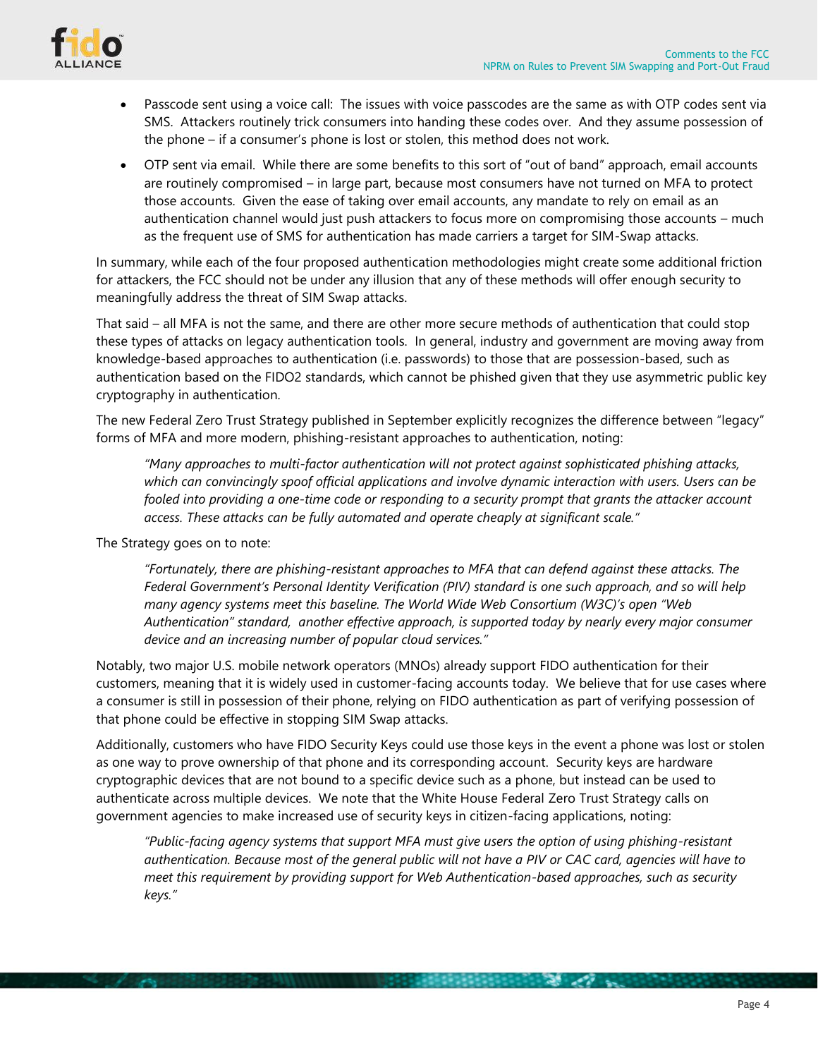- Passcode sent using a voice call: The issues with voice passcodes are the same as with OTP codes sent via SMS. Attackers routinely trick consumers into handing these codes over. And they assume possession of the phone – if a consumer's phone is lost or stolen, this method does not work.
- OTP sent via email. While there are some benefits to this sort of "out of band" approach, email accounts are routinely compromised – in large part, because most consumers have not turned on MFA to protect those accounts. Given the ease of taking over email accounts, any mandate to rely on email as an authentication channel would just push attackers to focus more on compromising those accounts – much as the frequent use of SMS for authentication has made carriers a target for SIM-Swap attacks.

In summary, while each of the four proposed authentication methodologies might create some additional friction for attackers, the FCC should not be under any illusion that any of these methods will offer enough security to meaningfully address the threat of SIM Swap attacks.

That said – all MFA is not the same, and there are other more secure methods of authentication that could stop these types of attacks on legacy authentication tools. In general, industry and government are moving away from knowledge-based approaches to authentication (i.e. passwords) to those that are possession-based, such as authentication based on the FIDO2 standards, which cannot be phished given that they use asymmetric public key cryptography in authentication.

The new Federal Zero Trust Strategy published in September explicitly recognizes the difference between "legacy" forms of MFA and more modern, phishing-resistant approaches to authentication, noting:

> *"Many approaches to multi-factor authentication will not protect against sophisticated phishing attacks, which can convincingly spoof official applications and involve dynamic interaction with users. Users can be fooled into providing a one-time code or responding to a security prompt that grants the attacker account access. These attacks can be fully automated and operate cheaply at significant scale."*

The Strategy goes on to note:

> *"Fortunately, there are phishing-resistant approaches to MFA that can defend against these attacks. The Federal Government's Personal Identity Verification (PIV) standard is one such approach, and so will help many agency systems meet this baseline. The World Wide Web Consortium (W3C)'s open "Web Authentication" standard, another effective approach, is supported today by nearly every major consumer device and an increasing number of popular cloud services."*

Notably, two major U.S. mobile network operators (MNOs) already support FIDO authentication for their customers, meaning that it is widely used in customer-facing accounts today. We believe that for use cases where a consumer is still in possession of their phone, relying on FIDO authentication as part of verifying possession of that phone could be effective in stopping SIM Swap attacks.

Additionally, customers who have FIDO Security Keys could use those keys in the event a phone was lost or stolen as one way to prove ownership of that phone and its corresponding account. Security keys are hardware cryptographic devices that are not bound to a specific device such as a phone, but instead can be used to authenticate across multiple devices. We note that the White House Federal Zero Trust Strategy calls on government agencies to make increased use of security keys in citizen-facing applications, noting:

> *"Public-facing agency systems that support MFA must give users the option of using phishing-resistant authentication. Because most of the general public will not have a PIV or CAC card, agencies will have to meet this requirement by providing support for Web Authentication-based approaches, such as security keys."*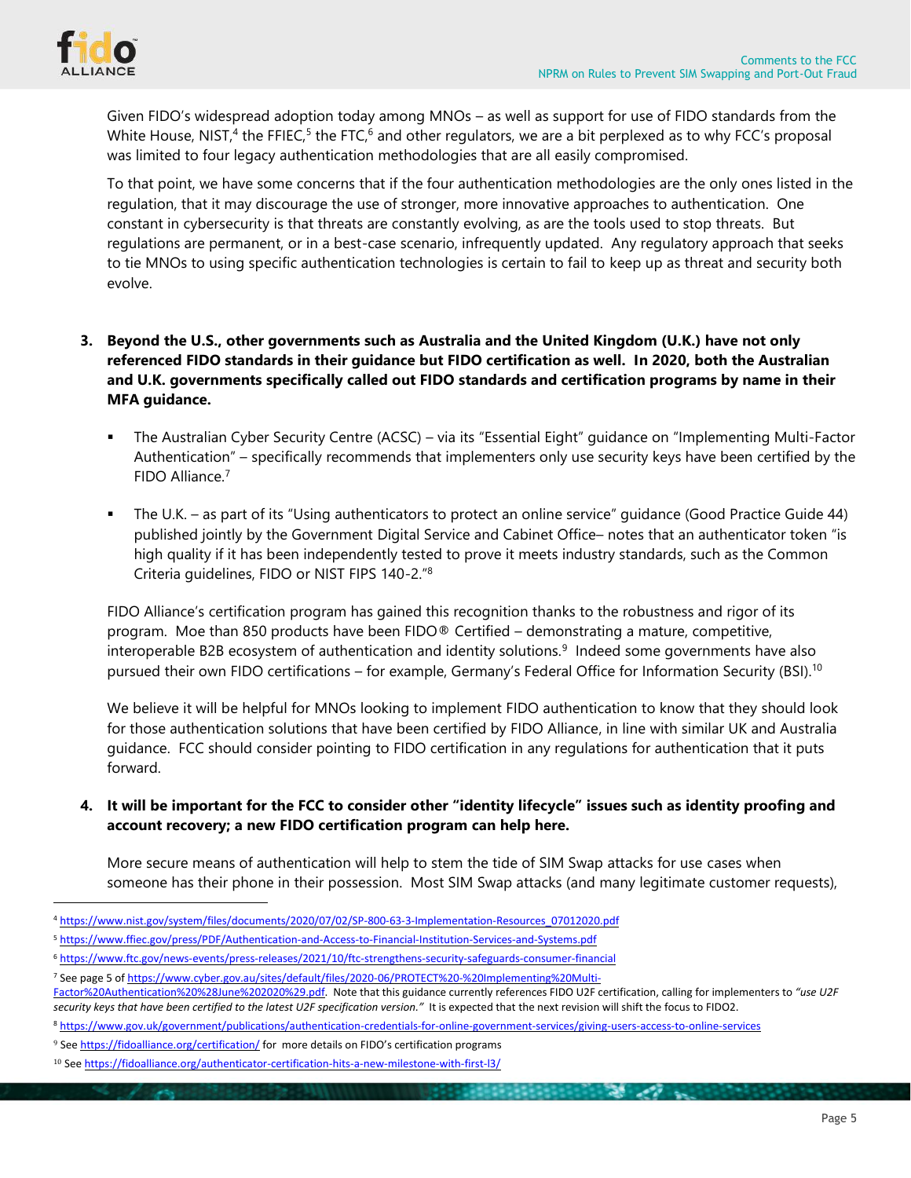Given FIDO's widespread adoption today among MNOs – as well as support for use of FIDO standards from the White House, NIST,[4] the FFIEC,[5] the FTC,[6] and other regulators, we are a bit perplexed as to why FCC's proposal was limited to four legacy authentication methodologies that are all easily compromised.

To that point, we have some concerns that if the four authentication methodologies are the only ones listed in the regulation, that it may discourage the use of stronger, more innovative approaches to authentication. One constant in cybersecurity is that threats are constantly evolving, as are the tools used to stop threats. But regulations are permanent, or in a best-case scenario, infrequently updated. Any regulatory approach that seeks to tie MNOs to using specific authentication technologies is certain to fail to keep up as threat and security both evolve.

3. **Beyond the U.S., other governments such as Australia and the United Kingdom (U.K.) have not only referenced FIDO standards in their guidance but FIDO certification as well. In 2020, both the Australian and U.K. governments specifically called out FIDO standards and certification programs by name in their MFA guidance.**

   - The Australian Cyber Security Centre (ACSC) – via its "Essential Eight" guidance on "Implementing Multi-Factor Authentication" – specifically recommends that implementers only use security keys have been certified by the FIDO Alliance.[7]

   - The U.K. – as part of its "Using authenticators to protect an online service" guidance (Good Practice Guide 44) published jointly by the Government Digital Service and Cabinet Office– notes that an authenticator token "is high quality if it has been independently tested to prove it meets industry standards, such as the Common Criteria guidelines, FIDO or NIST FIPS 140-2."[8]

   FIDO Alliance's certification program has gained this recognition thanks to the robustness and rigor of its program. Moe than 850 products have been FIDO® Certified – demonstrating a mature, competitive, interoperable B2B ecosystem of authentication and identity solutions.[9] Indeed some governments have also pursued their own FIDO certifications – for example, Germany's Federal Office for Information Security (BSI).[10]

   We believe it will be helpful for MNOs looking to implement FIDO authentication to know that they should look for those authentication solutions that have been certified by FIDO Alliance, in line with similar UK and Australia guidance. FCC should consider pointing to FIDO certification in any regulations for authentication that it puts forward.

4. **It will be important for the FCC to consider other "identity lifecycle" issues such as identity proofing and account recovery; a new FIDO certification program can help here.**

   More secure means of authentication will help to stem the tide of SIM Swap attacks for use cases when someone has their phone in their possession. Most SIM Swap attacks (and many legitimate customer requests),

---

[4] https://www.nist.gov/system/files/documents/2020/07/02/SP-800-63-3-Implementation-Resources_07012020.pdf

[5] https://www.ffiec.gov/press/PDF/Authentication-and-Access-to-Financial-Institution-Services-and-Systems.pdf

[6] https://www.ftc.gov/news-events/press-releases/2021/10/ftc-strengthens-security-safeguards-consumer-financial

[7] See page 5 of https://www.cyber.gov.au/sites/default/files/2020-06/PROTECT%20-%20Implementing%20Multi-Factor%20Authentication%20%28June%202020%29.pdf. Note that this guidance currently references FIDO U2F certification, calling for implementers to *"use U2F security keys that have been certified to the latest U2F specification version."* It is expected that the next revision will shift the focus to FIDO2.

[8] https://www.gov.uk/government/publications/authentication-credentials-for-online-government-services/giving-users-access-to-online-services

[9] See https://fidoalliance.org/certification/ for more details on FIDO's certification programs

[10] See https://fidoalliance.org/authenticator-certification-hits-a-new-milestone-with-first-l3/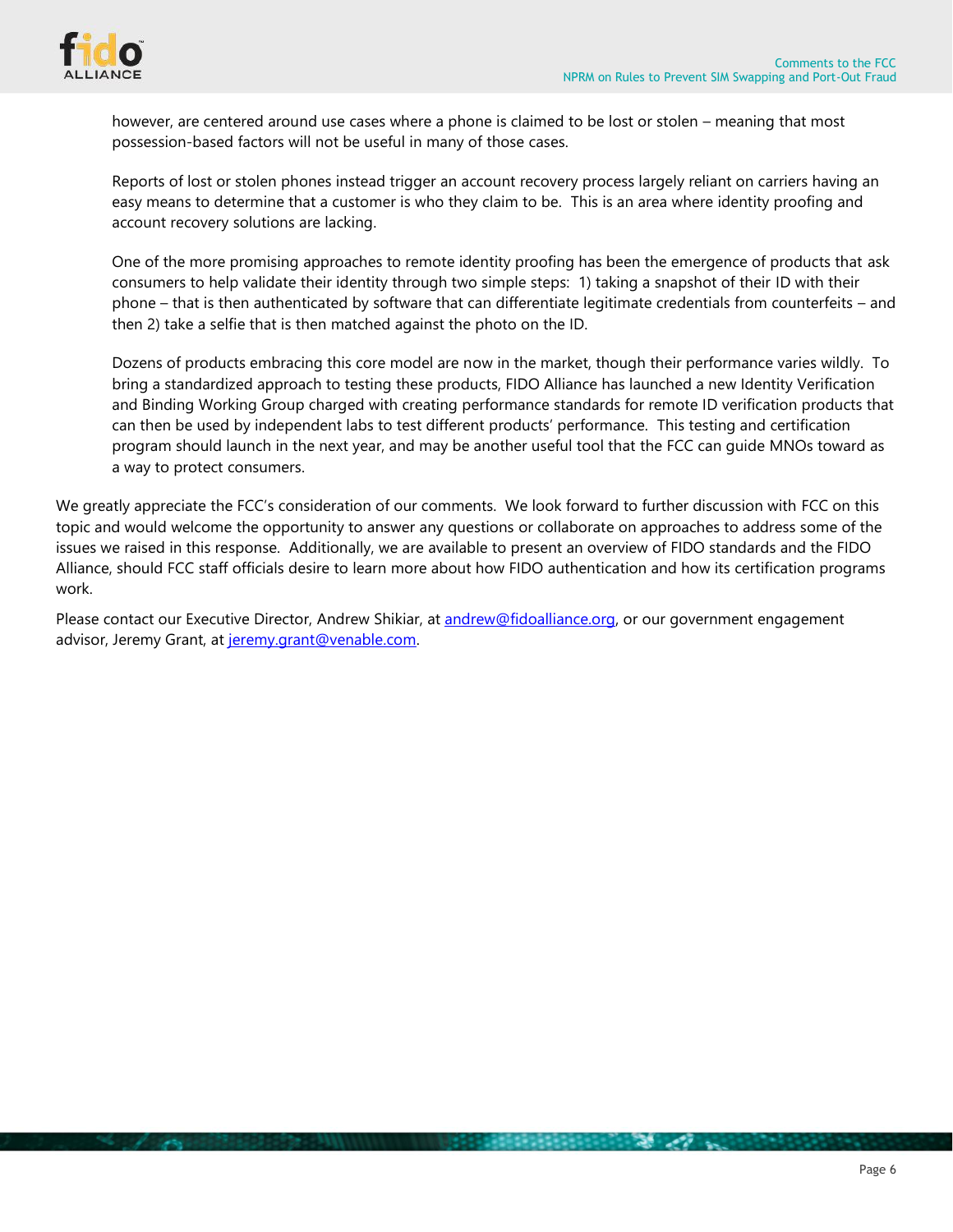however, are centered around use cases where a phone is claimed to be lost or stolen – meaning that most possession-based factors will not be useful in many of those cases.

Reports of lost or stolen phones instead trigger an account recovery process largely reliant on carriers having an easy means to determine that a customer is who they claim to be. This is an area where identity proofing and account recovery solutions are lacking.

One of the more promising approaches to remote identity proofing has been the emergence of products that ask consumers to help validate their identity through two simple steps: 1) taking a snapshot of their ID with their phone – that is then authenticated by software that can differentiate legitimate credentials from counterfeits – and then 2) take a selfie that is then matched against the photo on the ID.

Dozens of products embracing this core model are now in the market, though their performance varies wildly. To bring a standardized approach to testing these products, FIDO Alliance has launched a new Identity Verification and Binding Working Group charged with creating performance standards for remote ID verification products that can then be used by independent labs to test different products' performance. This testing and certification program should launch in the next year, and may be another useful tool that the FCC can guide MNOs toward as a way to protect consumers.

We greatly appreciate the FCC's consideration of our comments. We look forward to further discussion with FCC on this topic and would welcome the opportunity to answer any questions or collaborate on approaches to address some of the issues we raised in this response. Additionally, we are available to present an overview of FIDO standards and the FIDO Alliance, should FCC staff officials desire to learn more about how FIDO authentication and how its certification programs work.

Please contact our Executive Director, Andrew Shikiar, at andrew@fidoalliance.org, or our government engagement advisor, Jeremy Grant, at jeremy.grant@venable.com.